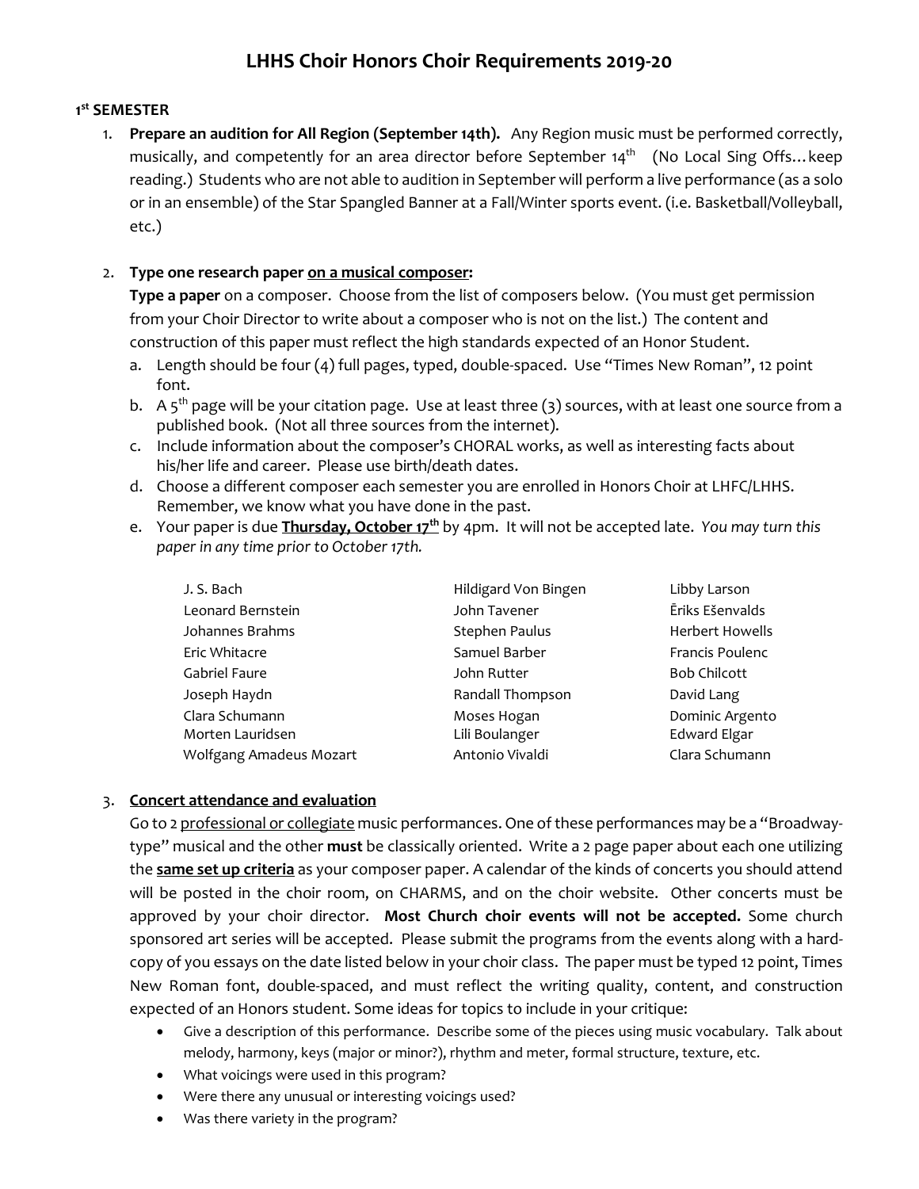# LHHS Choir Honors Choir Requirements 2019-20

**1st SEMESTER**

1. **Prepare an audition for All Region (September 14th).** Any Region music must be performed correctly, musically, and competently for an area director before September 14th (No Local Sing Offs…keep reading.) Students who are not able to audition in September will perform a live performance (as a solo or in an ensemble) of the Star Spangled Banner at a Fall/Winter sports event. (i.e. Basketball/Volleyball, etc.)

2. **Type one research paper <u>on a musical composer</u>:**
   **Type a paper** on a composer. Choose from the list of composers below. (You must get permission from your Choir Director to write about a composer who is not on the list.) The content and construction of this paper must reflect the high standards expected of an Honor Student.
   a. Length should be four (4) full pages, typed, double-spaced. Use "Times New Roman", 12 point font.
   b. A 5th page will be your citation page. Use at least three (3) sources, with at least one source from a published book. (Not all three sources from the internet).
   c. Include information about the composer's CHORAL works, as well as interesting facts about his/her life and career. Please use birth/death dates.
   d. Choose a different composer each semester you are enrolled in Honors Choir at LHFC/LHHS. Remember, we know what you have done in the past.
   e. Your paper is due **<u>Thursday, October 17th</u>** by 4pm. It will not be accepted late. *You may turn this paper in any time prior to October 17th.*

| | | |
|---|---|---|
| J. S. Bach | Hildigard Von Bingen | Libby Larson |
| Leonard Bernstein | John Tavener | Ēriks Ešenvalds |
| Johannes Brahms | Stephen Paulus | Herbert Howells |
| Eric Whitacre | Samuel Barber | Francis Poulenc |
| Gabriel Faure | John Rutter | Bob Chilcott |
| Joseph Haydn | Randall Thompson | David Lang |
| Clara Schumann | Moses Hogan | Dominic Argento |
| Morten Lauridsen | Lili Boulanger | Edward Elgar |
| Wolfgang Amadeus Mozart | Antonio Vivaldi | Clara Schumann |

3. **<u>Concert attendance and evaluation</u>**
   Go to 2 <u>professional or collegiate</u> music performances. One of these performances may be a "Broadway-type" musical and the other **must** be classically oriented. Write a 2 page paper about each one utilizing the **<u>same set up criteria</u>** as your composer paper. A calendar of the kinds of concerts you should attend will be posted in the choir room, on CHARMS, and on the choir website. Other concerts must be approved by your choir director. **Most Church choir events will not be accepted.** Some church sponsored art series will be accepted. Please submit the programs from the events along with a hard-copy of you essays on the date listed below in your choir class. The paper must be typed 12 point, Times New Roman font, double-spaced, and must reflect the writing quality, content, and construction expected of an Honors student. Some ideas for topics to include in your critique:
   - Give a description of this performance. Describe some of the pieces using music vocabulary. Talk about melody, harmony, keys (major or minor?), rhythm and meter, formal structure, texture, etc.
   - What voicings were used in this program?
   - Were there any unusual or interesting voicings used?
   - Was there variety in the program?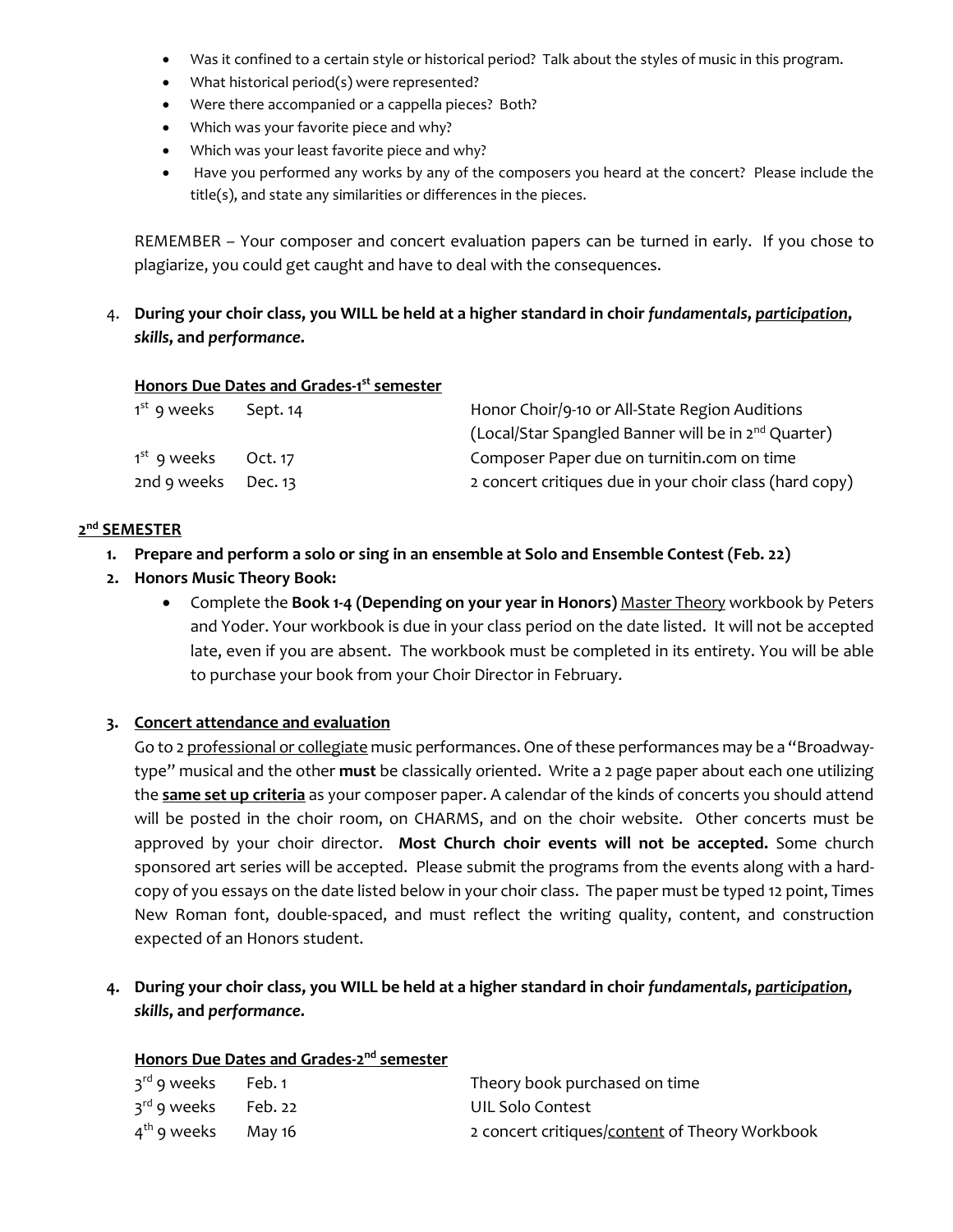- Was it confined to a certain style or historical period? Talk about the styles of music in this program.
- What historical period(s) were represented?
- Were there accompanied or a cappella pieces? Both?
- Which was your favorite piece and why?
- Which was your least favorite piece and why?
- Have you performed any works by any of the composers you heard at the concert? Please include the title(s), and state any similarities or differences in the pieces.

REMEMBER – Your composer and concert evaluation papers can be turned in early. If you chose to plagiarize, you could get caught and have to deal with the consequences.

4. **During your choir class, you WILL be held at a higher standard in choir *fundamentals*, *participation*, *skills*, and *performance*.**

**Honors Due Dates and Grades-1st semester**

| | | |
|---|---|---|
| 1st 9 weeks | Sept. 14 | Honor Choir/9-10 or All-State Region Auditions (Local/Star Spangled Banner will be in 2nd Quarter) |
| 1st 9 weeks | Oct. 17 | Composer Paper due on turnitin.com on time |
| 2nd 9 weeks | Dec. 13 | 2 concert critiques due in your choir class (hard copy) |

**2nd SEMESTER**

1. **Prepare and perform a solo or sing in an ensemble at Solo and Ensemble Contest (Feb. 22)**
2. **Honors Music Theory Book:**
   - Complete the **Book 1-4 (Depending on your year in Honors)** Master Theory workbook by Peters and Yoder. Your workbook is due in your class period on the date listed. It will not be accepted late, even if you are absent. The workbook must be completed in its entirety. You will be able to purchase your book from your Choir Director in February.
3. **Concert attendance and evaluation**

   Go to 2 professional or collegiate music performances. One of these performances may be a "Broadway-type" musical and the other **must** be classically oriented. Write a 2 page paper about each one utilizing the **same set up criteria** as your composer paper. A calendar of the kinds of concerts you should attend will be posted in the choir room, on CHARMS, and on the choir website. Other concerts must be approved by your choir director. **Most Church choir events will not be accepted.** Some church sponsored art series will be accepted. Please submit the programs from the events along with a hard-copy of you essays on the date listed below in your choir class. The paper must be typed 12 point, Times New Roman font, double-spaced, and must reflect the writing quality, content, and construction expected of an Honors student.
4. **During your choir class, you WILL be held at a higher standard in choir *fundamentals*, *participation*, *skills*, and *performance*.**

**Honors Due Dates and Grades-2nd semester**

| | | |
|---|---|---|
| 3rd 9 weeks | Feb. 1 | Theory book purchased on time |
| 3rd 9 weeks | Feb. 22 | UIL Solo Contest |
| 4th 9 weeks | May 16 | 2 concert critiques/content of Theory Workbook |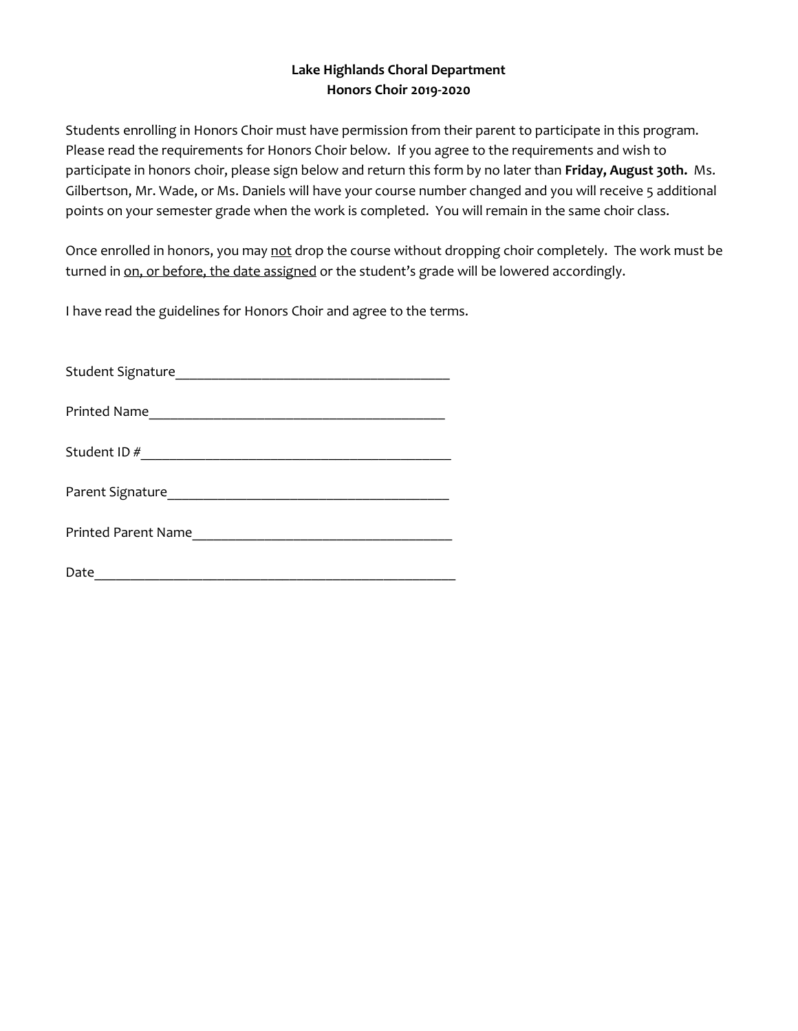**Lake Highlands Choral Department**
**Honors Choir 2019-2020**

Students enrolling in Honors Choir must have permission from their parent to participate in this program. Please read the requirements for Honors Choir below. If you agree to the requirements and wish to participate in honors choir, please sign below and return this form by no later than **Friday, August 30th.** Ms. Gilbertson, Mr. Wade, or Ms. Daniels will have your course number changed and you will receive 5 additional points on your semester grade when the work is completed. You will remain in the same choir class.

Once enrolled in honors, you may <u>not</u> drop the course without dropping choir completely. The work must be turned in <u>on, or before, the date assigned</u> or the student's grade will be lowered accordingly.

I have read the guidelines for Honors Choir and agree to the terms.

Student Signature_______________________________________

Printed Name__________________________________________

Student ID #___________________________________________

Parent Signature_______________________________________

Printed Parent Name____________________________________

Date__________________________________________________